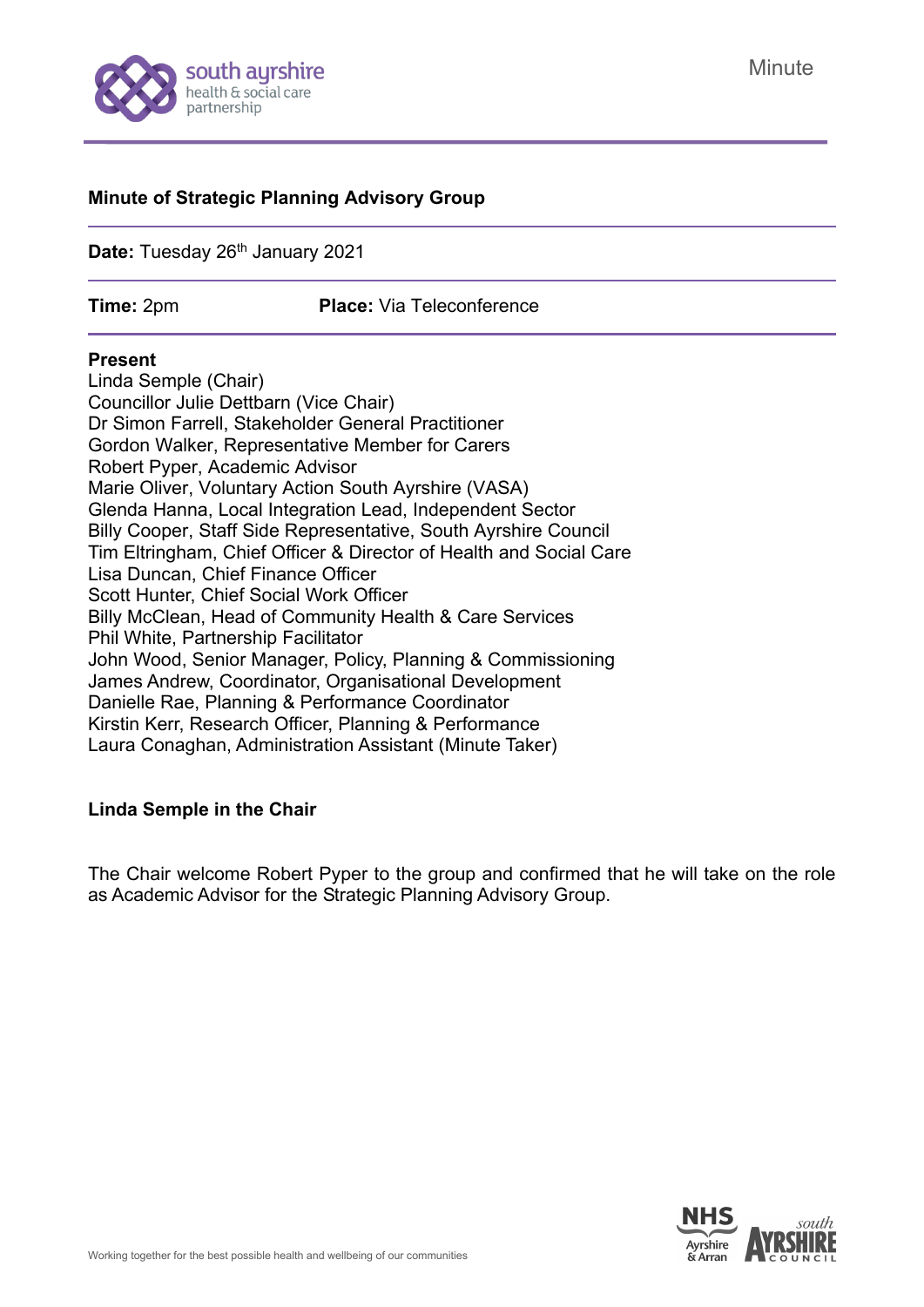Minute

**Minute of Strategic Planning Advisory Group**

**Date:** Tuesday 26th January 2021

**Time:** 2pm **Place:** Via Teleconference

**Present**

Linda Semple (Chair)
Councillor Julie Dettbarn (Vice Chair)
Dr Simon Farrell, Stakeholder General Practitioner
Gordon Walker, Representative Member for Carers
Robert Pyper, Academic Advisor
Marie Oliver, Voluntary Action South Ayrshire (VASA)
Glenda Hanna, Local Integration Lead, Independent Sector
Billy Cooper, Staff Side Representative, South Ayrshire Council
Tim Eltringham, Chief Officer & Director of Health and Social Care
Lisa Duncan, Chief Finance Officer
Scott Hunter, Chief Social Work Officer
Billy McClean, Head of Community Health & Care Services
Phil White, Partnership Facilitator
John Wood, Senior Manager, Policy, Planning & Commissioning
James Andrew, Coordinator, Organisational Development
Danielle Rae, Planning & Performance Coordinator
Kirstin Kerr, Research Officer, Planning & Performance
Laura Conaghan, Administration Assistant (Minute Taker)

**Linda Semple in the Chair**

The Chair welcome Robert Pyper to the group and confirmed that he will take on the role as Academic Advisor for the Strategic Planning Advisory Group.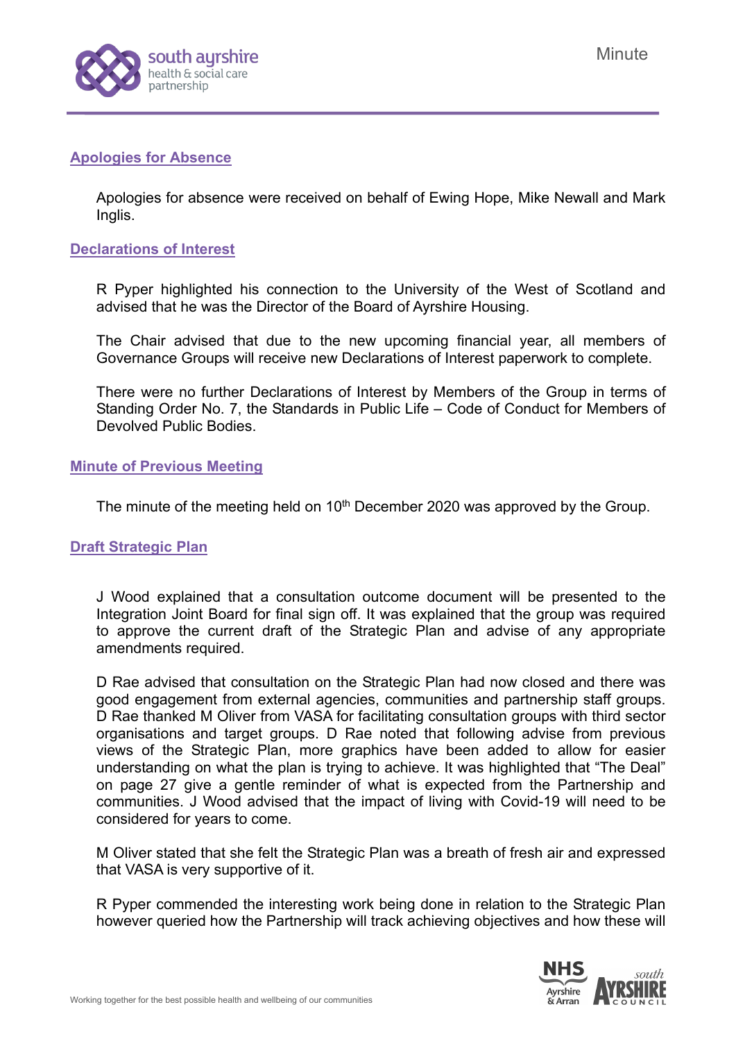## Apologies for Absence

Apologies for absence were received on behalf of Ewing Hope, Mike Newall and Mark Inglis.

## Declarations of Interest

R Pyper highlighted his connection to the University of the West of Scotland and advised that he was the Director of the Board of Ayrshire Housing.

The Chair advised that due to the new upcoming financial year, all members of Governance Groups will receive new Declarations of Interest paperwork to complete.

There were no further Declarations of Interest by Members of the Group in terms of Standing Order No. 7, the Standards in Public Life – Code of Conduct for Members of Devolved Public Bodies.

## Minute of Previous Meeting

The minute of the meeting held on 10th December 2020 was approved by the Group.

## Draft Strategic Plan

J Wood explained that a consultation outcome document will be presented to the Integration Joint Board for final sign off. It was explained that the group was required to approve the current draft of the Strategic Plan and advise of any appropriate amendments required.

D Rae advised that consultation on the Strategic Plan had now closed and there was good engagement from external agencies, communities and partnership staff groups. D Rae thanked M Oliver from VASA for facilitating consultation groups with third sector organisations and target groups. D Rae noted that following advise from previous views of the Strategic Plan, more graphics have been added to allow for easier understanding on what the plan is trying to achieve. It was highlighted that "The Deal" on page 27 give a gentle reminder of what is expected from the Partnership and communities. J Wood advised that the impact of living with Covid-19 will need to be considered for years to come.

M Oliver stated that she felt the Strategic Plan was a breath of fresh air and expressed that VASA is very supportive of it.

R Pyper commended the interesting work being done in relation to the Strategic Plan however queried how the Partnership will track achieving objectives and how these will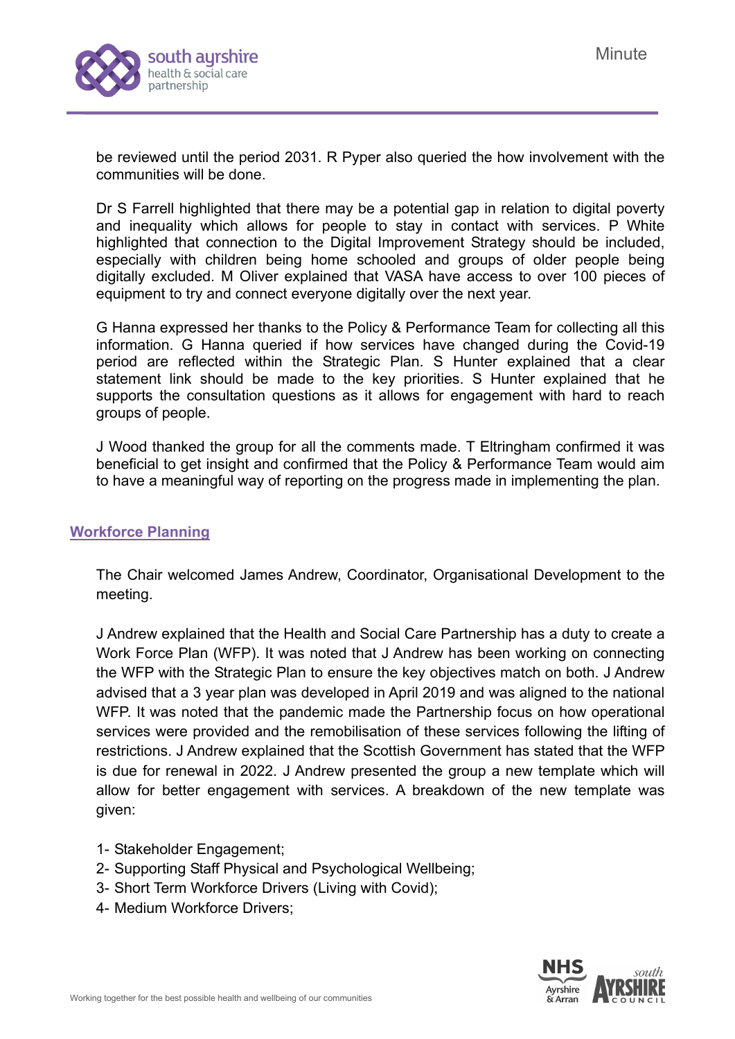be reviewed until the period 2031. R Pyper also queried the how involvement with the communities will be done.

Dr S Farrell highlighted that there may be a potential gap in relation to digital poverty and inequality which allows for people to stay in contact with services. P White highlighted that connection to the Digital Improvement Strategy should be included, especially with children being home schooled and groups of older people being digitally excluded. M Oliver explained that VASA have access to over 100 pieces of equipment to try and connect everyone digitally over the next year.

G Hanna expressed her thanks to the Policy & Performance Team for collecting all this information. G Hanna queried if how services have changed during the Covid-19 period are reflected within the Strategic Plan. S Hunter explained that a clear statement link should be made to the key priorities. S Hunter explained that he supports the consultation questions as it allows for engagement with hard to reach groups of people.

J Wood thanked the group for all the comments made. T Eltringham confirmed it was beneficial to get insight and confirmed that the Policy & Performance Team would aim to have a meaningful way of reporting on the progress made in implementing the plan.

## Workforce Planning

The Chair welcomed James Andrew, Coordinator, Organisational Development to the meeting.

J Andrew explained that the Health and Social Care Partnership has a duty to create a Work Force Plan (WFP). It was noted that J Andrew has been working on connecting the WFP with the Strategic Plan to ensure the key objectives match on both. J Andrew advised that a 3 year plan was developed in April 2019 and was aligned to the national WFP. It was noted that the pandemic made the Partnership focus on how operational services were provided and the remobilisation of these services following the lifting of restrictions. J Andrew explained that the Scottish Government has stated that the WFP is due for renewal in 2022. J Andrew presented the group a new template which will allow for better engagement with services. A breakdown of the new template was given:

1- Stakeholder Engagement;
2- Supporting Staff Physical and Psychological Wellbeing;
3- Short Term Workforce Drivers (Living with Covid);
4- Medium Workforce Drivers;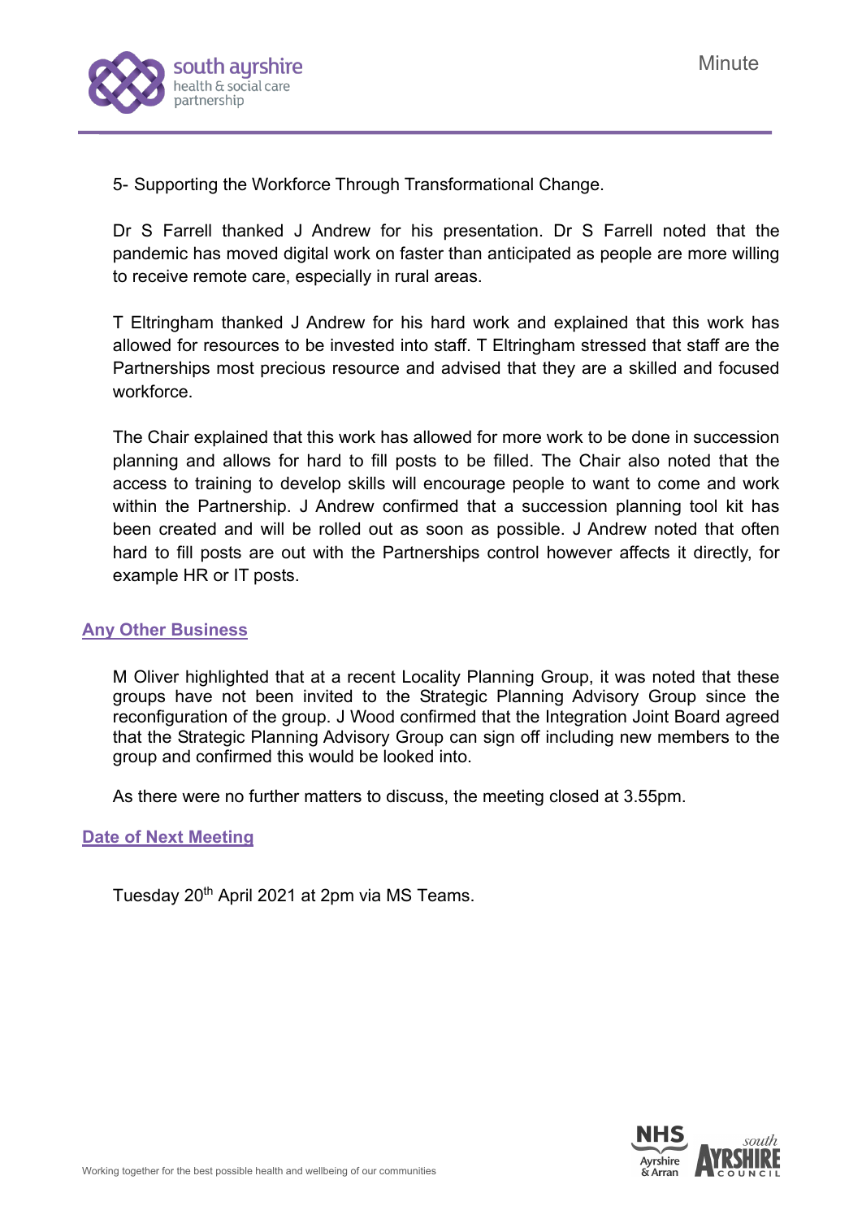5- Supporting the Workforce Through Transformational Change.

Dr S Farrell thanked J Andrew for his presentation. Dr S Farrell noted that the pandemic has moved digital work on faster than anticipated as people are more willing to receive remote care, especially in rural areas.

T Eltringham thanked J Andrew for his hard work and explained that this work has allowed for resources to be invested into staff. T Eltringham stressed that staff are the Partnerships most precious resource and advised that they are a skilled and focused workforce.

The Chair explained that this work has allowed for more work to be done in succession planning and allows for hard to fill posts to be filled. The Chair also noted that the access to training to develop skills will encourage people to want to come and work within the Partnership. J Andrew confirmed that a succession planning tool kit has been created and will be rolled out as soon as possible. J Andrew noted that often hard to fill posts are out with the Partnerships control however affects it directly, for example HR or IT posts.

## Any Other Business

M Oliver highlighted that at a recent Locality Planning Group, it was noted that these groups have not been invited to the Strategic Planning Advisory Group since the reconfiguration of the group. J Wood confirmed that the Integration Joint Board agreed that the Strategic Planning Advisory Group can sign off including new members to the group and confirmed this would be looked into.

As there were no further matters to discuss, the meeting closed at 3.55pm.

## Date of Next Meeting

Tuesday 20th April 2021 at 2pm via MS Teams.